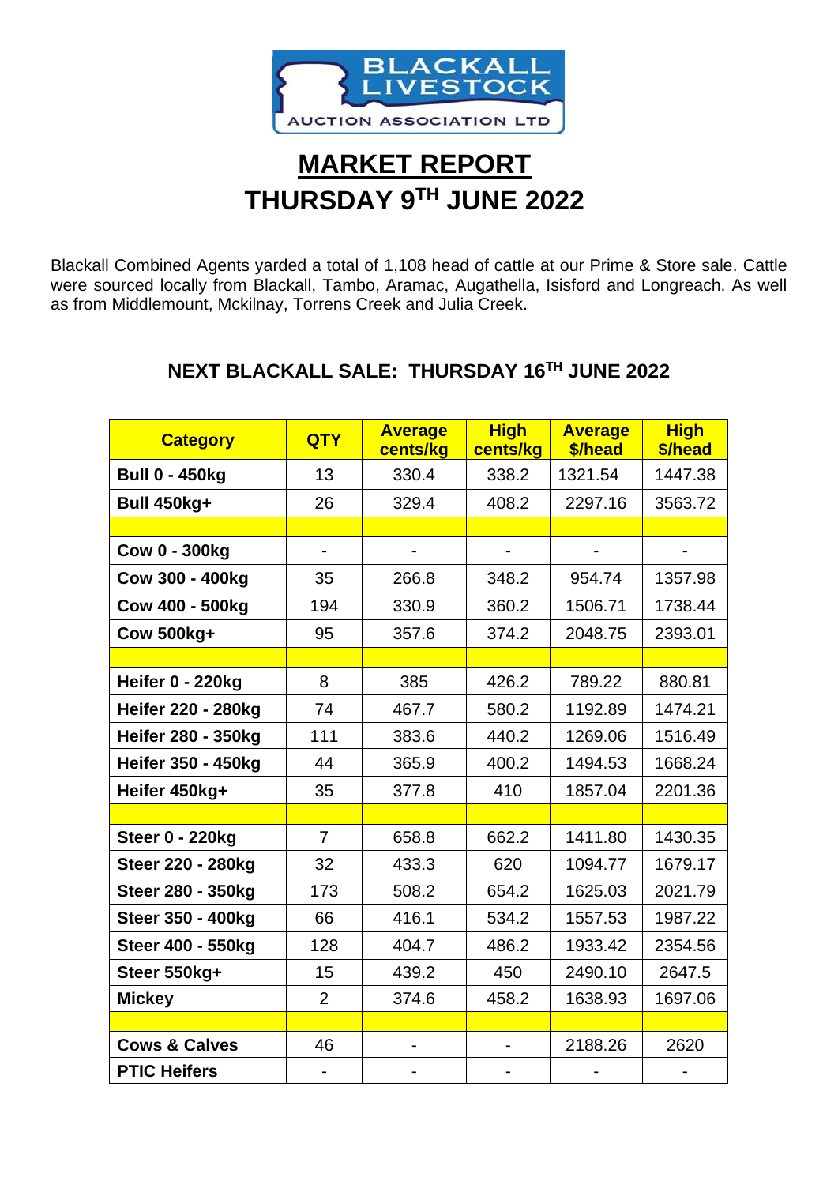BLACKALL LIVESTOCK AUCTION ASSOCIATION LTD

# MARKET REPORT
# THURSDAY 9TH JUNE 2022

Blackall Combined Agents yarded a total of 1,108 head of cattle at our Prime & Store sale. Cattle were sourced locally from Blackall, Tambo, Aramac, Augathella, Isisford and Longreach. As well as from Middlemount, Mckilnay, Torrens Creek and Julia Creek.

## NEXT BLACKALL SALE: THURSDAY 16TH JUNE 2022

| Category | QTY | Average cents/kg | High cents/kg | Average $/head | High $/head |
|---|---|---|---|---|---|
| Bull 0 - 450kg | 13 | 330.4 | 338.2 | 1321.54 | 1447.38 |
| Bull 450kg+ | 26 | 329.4 | 408.2 | 2297.16 | 3563.72 |
| | | | | | |
| Cow 0 - 300kg | - | - | - | - | - |
| Cow 300 - 400kg | 35 | 266.8 | 348.2 | 954.74 | 1357.98 |
| Cow 400 - 500kg | 194 | 330.9 | 360.2 | 1506.71 | 1738.44 |
| Cow 500kg+ | 95 | 357.6 | 374.2 | 2048.75 | 2393.01 |
| | | | | | |
| Heifer 0 - 220kg | 8 | 385 | 426.2 | 789.22 | 880.81 |
| Heifer 220 - 280kg | 74 | 467.7 | 580.2 | 1192.89 | 1474.21 |
| Heifer 280 - 350kg | 111 | 383.6 | 440.2 | 1269.06 | 1516.49 |
| Heifer 350 - 450kg | 44 | 365.9 | 400.2 | 1494.53 | 1668.24 |
| Heifer 450kg+ | 35 | 377.8 | 410 | 1857.04 | 2201.36 |
| | | | | | |
| Steer 0 - 220kg | 7 | 658.8 | 662.2 | 1411.80 | 1430.35 |
| Steer 220 - 280kg | 32 | 433.3 | 620 | 1094.77 | 1679.17 |
| Steer 280 - 350kg | 173 | 508.2 | 654.2 | 1625.03 | 2021.79 |
| Steer 350 - 400kg | 66 | 416.1 | 534.2 | 1557.53 | 1987.22 |
| Steer 400 - 550kg | 128 | 404.7 | 486.2 | 1933.42 | 2354.56 |
| Steer 550kg+ | 15 | 439.2 | 450 | 2490.10 | 2647.5 |
| Mickey | 2 | 374.6 | 458.2 | 1638.93 | 1697.06 |
| | | | | | |
| Cows & Calves | 46 | - | - | 2188.26 | 2620 |
| PTIC Heifers | - | - | - | - | - |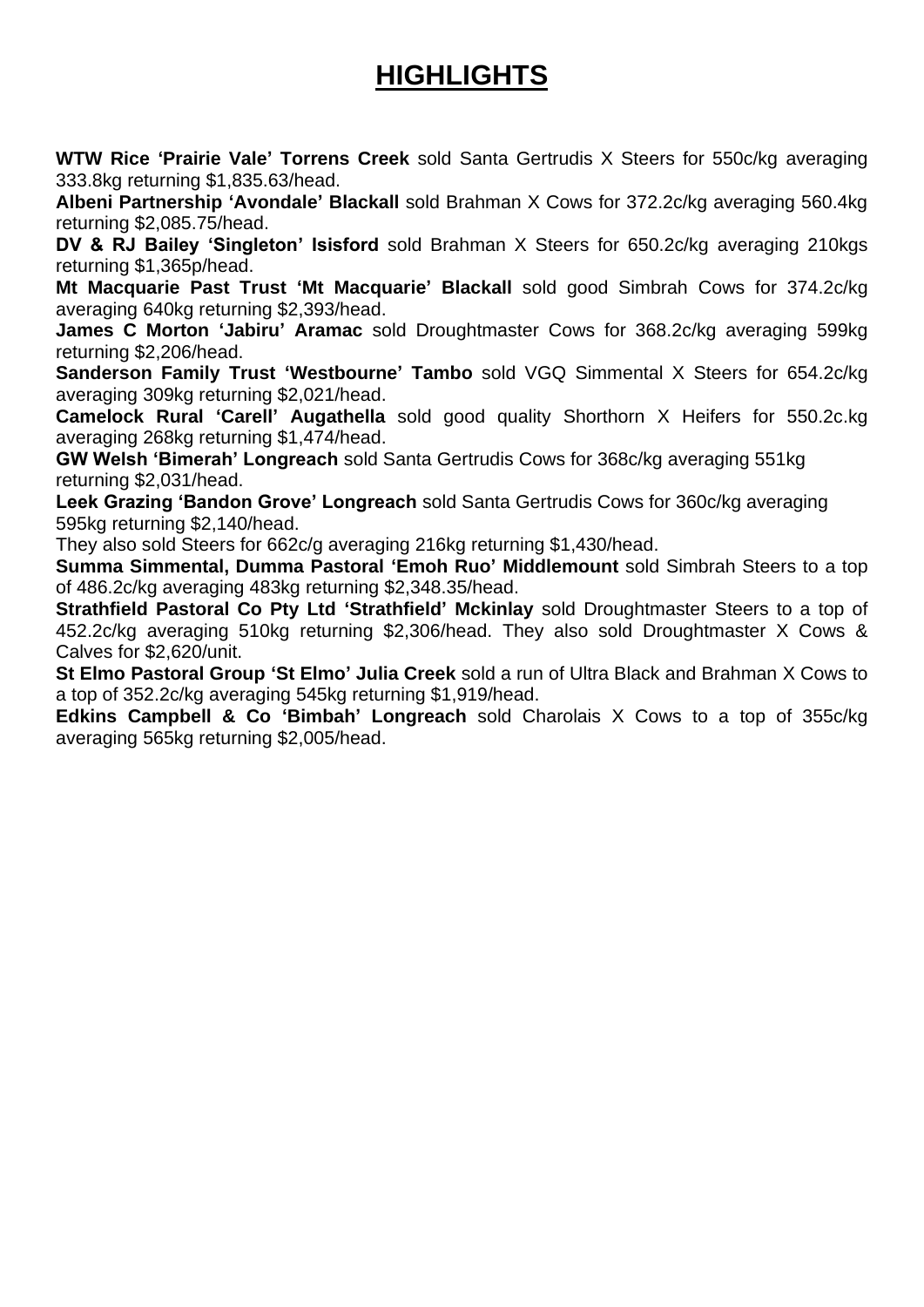# HIGHLIGHTS

**WTW Rice 'Prairie Vale' Torrens Creek** sold Santa Gertrudis X Steers for 550c/kg averaging 333.8kg returning $1,835.63/head.

**Albeni Partnership 'Avondale' Blackall** sold Brahman X Cows for 372.2c/kg averaging 560.4kg returning $2,085.75/head.

**DV & RJ Bailey 'Singleton' Isisford** sold Brahman X Steers for 650.2c/kg averaging 210kgs returning $1,365p/head.

**Mt Macquarie Past Trust 'Mt Macquarie' Blackall** sold good Simbrah Cows for 374.2c/kg averaging 640kg returning $2,393/head.

**James C Morton 'Jabiru' Aramac** sold Droughtmaster Cows for 368.2c/kg averaging 599kg returning $2,206/head.

**Sanderson Family Trust 'Westbourne' Tambo** sold VGQ Simmental X Steers for 654.2c/kg averaging 309kg returning $2,021/head.

**Camelock Rural 'Carell' Augathella** sold good quality Shorthorn X Heifers for 550.2c.kg averaging 268kg returning $1,474/head.

**GW Welsh 'Bimerah' Longreach** sold Santa Gertrudis Cows for 368c/kg averaging 551kg returning $2,031/head.

**Leek Grazing 'Bandon Grove' Longreach** sold Santa Gertrudis Cows for 360c/kg averaging 595kg returning $2,140/head.

They also sold Steers for 662c/g averaging 216kg returning $1,430/head.

**Summa Simmental, Dumma Pastoral 'Emoh Ruo' Middlemount** sold Simbrah Steers to a top of 486.2c/kg averaging 483kg returning $2,348.35/head.

**Strathfield Pastoral Co Pty Ltd 'Strathfield' Mckinlay** sold Droughtmaster Steers to a top of 452.2c/kg averaging 510kg returning $2,306/head. They also sold Droughtmaster X Cows & Calves for $2,620/unit.

**St Elmo Pastoral Group 'St Elmo' Julia Creek** sold a run of Ultra Black and Brahman X Cows to a top of 352.2c/kg averaging 545kg returning $1,919/head.

**Edkins Campbell & Co 'Bimbah' Longreach** sold Charolais X Cows to a top of 355c/kg averaging 565kg returning $2,005/head.